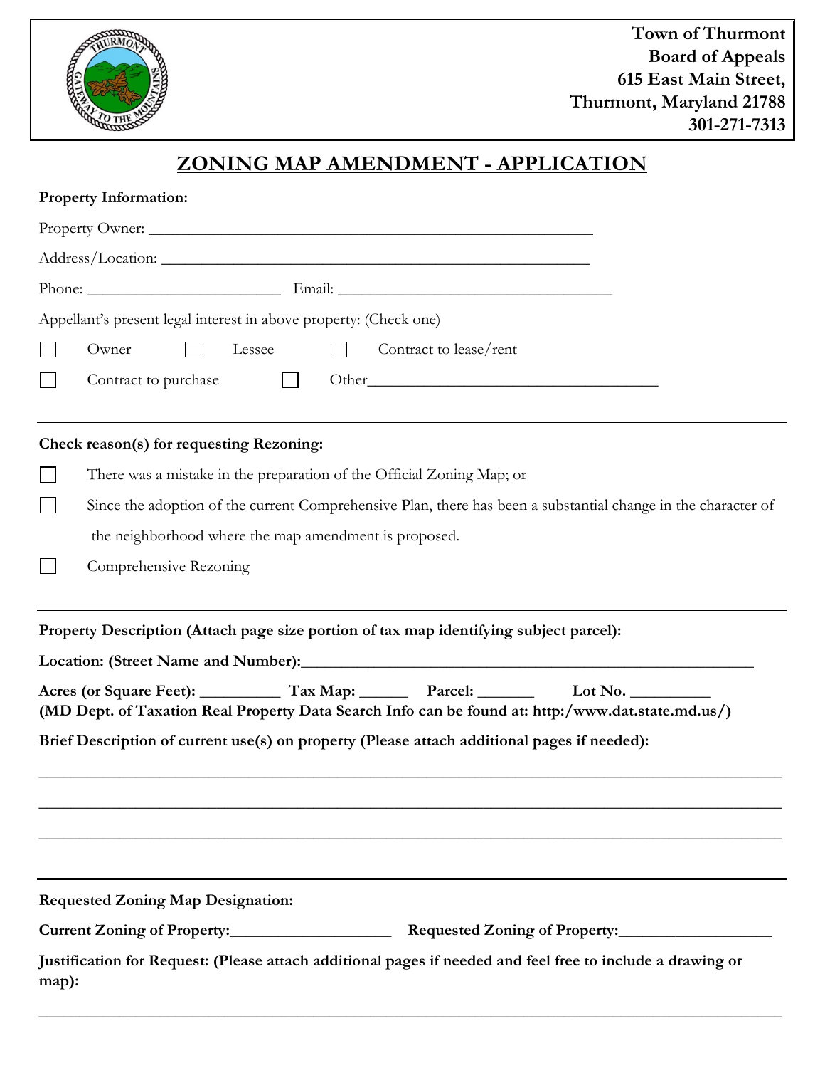**Town of Thurmont**
**Board of Appeals**
**615 East Main Street,**
**Thurmont, Maryland 21788**
**301-271-7313**

# ZONING MAP AMENDMENT - APPLICATION

**Property Information:**

Property Owner: ______________________________________________________

Address/Location: ____________________________________________________

Phone: ________________________ Email: __________________________________

Appellant's present legal interest in above property: (Check one)

☐ Owner ☐ Lessee ☐ Contract to lease/rent

☐ Contract to purchase ☐ Other___________________________________

---

**Check reason(s) for requesting Rezoning:**

☐ There was a mistake in the preparation of the Official Zoning Map; or

☐ Since the adoption of the current Comprehensive Plan, there has been a substantial change in the character of the neighborhood where the map amendment is proposed.

☐ Comprehensive Rezoning

---

**Property Description (Attach page size portion of tax map identifying subject parcel):**

**Location: (Street Name and Number):**_____________________________________________________

**Acres (or Square Feet):** __________ **Tax Map:** ______ **Parcel:** _______ **Lot No.** __________
**(MD Dept. of Taxation Real Property Data Search Info can be found at: http:/www.dat.state.md.us/)**

**Brief Description of current use(s) on property (Please attach additional pages if needed):**

_____________________________________________________________________________________

_____________________________________________________________________________________

_____________________________________________________________________________________

---

**Requested Zoning Map Designation:**

**Current Zoning of Property:**____________________ **Requested Zoning of Property:**___________________

**Justification for Request: (Please attach additional pages if needed and feel free to include a drawing or map):**

_____________________________________________________________________________________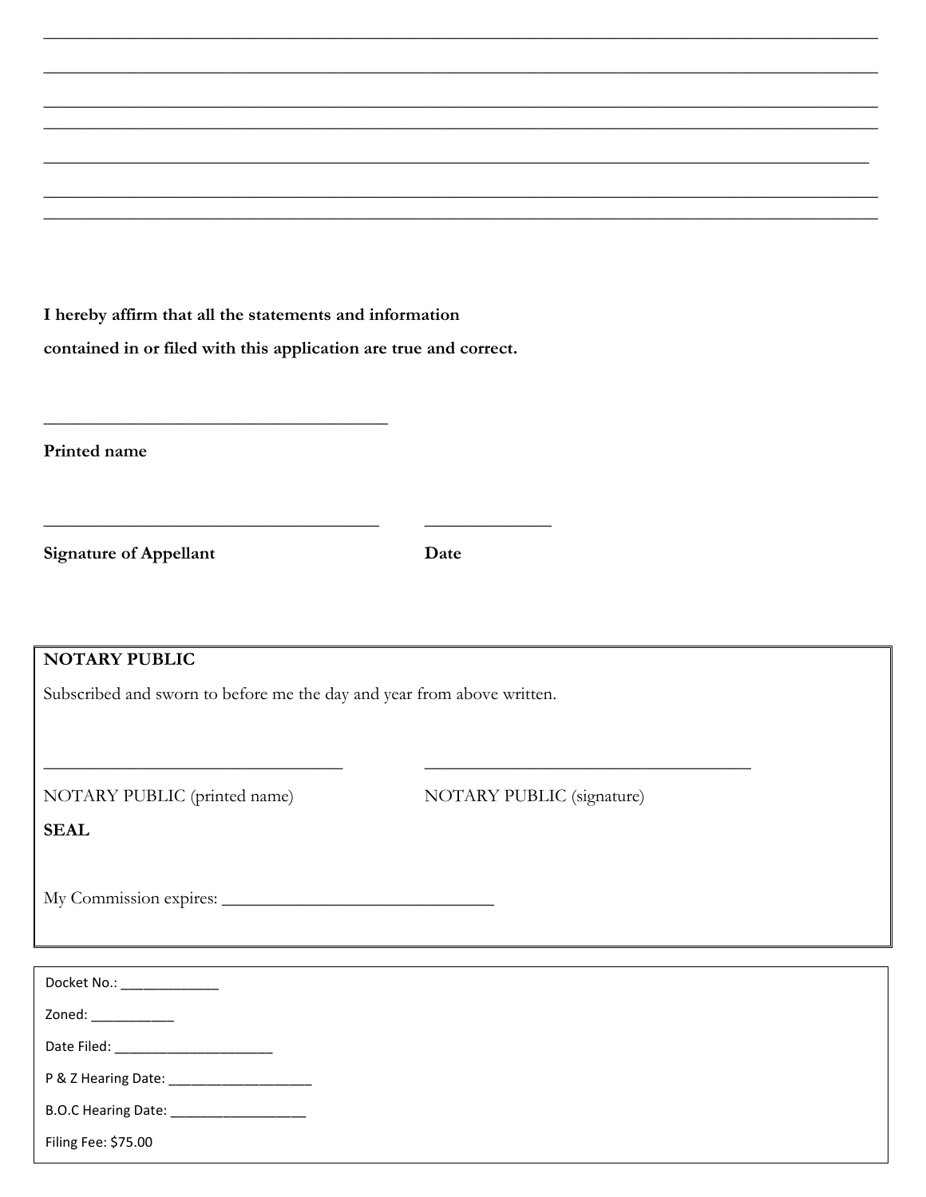\_\_\_\_\_\_\_\_\_\_\_\_\_\_\_\_\_\_\_\_\_\_\_\_\_\_\_\_\_\_\_\_\_\_\_\_\_\_\_\_\_\_\_\_\_\_\_\_\_\_\_\_\_\_\_\_\_\_\_\_\_\_\_\_\_\_\_\_\_\_\_\_\_\_\_\_\_\_

\_\_\_\_\_\_\_\_\_\_\_\_\_\_\_\_\_\_\_\_\_\_\_\_\_\_\_\_\_\_\_\_\_\_\_\_\_\_\_\_\_\_\_\_\_\_\_\_\_\_\_\_\_\_\_\_\_\_\_\_\_\_\_\_\_\_\_\_\_\_\_\_\_\_\_\_\_\_

\_\_\_\_\_\_\_\_\_\_\_\_\_\_\_\_\_\_\_\_\_\_\_\_\_\_\_\_\_\_\_\_\_\_\_\_\_\_\_\_\_\_\_\_\_\_\_\_\_\_\_\_\_\_\_\_\_\_\_\_\_\_\_\_\_\_\_\_\_\_\_\_\_\_\_\_\_\_

\_\_\_\_\_\_\_\_\_\_\_\_\_\_\_\_\_\_\_\_\_\_\_\_\_\_\_\_\_\_\_\_\_\_\_\_\_\_\_\_\_\_\_\_\_\_\_\_\_\_\_\_\_\_\_\_\_\_\_\_\_\_\_\_\_\_\_\_\_\_\_\_\_\_\_\_\_\_

\_\_\_\_\_\_\_\_\_\_\_\_\_\_\_\_\_\_\_\_\_\_\_\_\_\_\_\_\_\_\_\_\_\_\_\_\_\_\_\_\_\_\_\_\_\_\_\_\_\_\_\_\_\_\_\_\_\_\_\_\_\_\_\_\_\_\_\_\_\_\_\_\_\_\_\_\_\_

\_\_\_\_\_\_\_\_\_\_\_\_\_\_\_\_\_\_\_\_\_\_\_\_\_\_\_\_\_\_\_\_\_\_\_\_\_\_\_\_\_\_\_\_\_\_\_\_\_\_\_\_\_\_\_\_\_\_\_\_\_\_\_\_\_\_\_\_\_\_\_\_\_\_\_\_\_\_

\_\_\_\_\_\_\_\_\_\_\_\_\_\_\_\_\_\_\_\_\_\_\_\_\_\_\_\_\_\_\_\_\_\_\_\_\_\_\_\_\_\_\_\_\_\_\_\_\_\_\_\_\_\_\_\_\_\_\_\_\_\_\_\_\_\_\_\_\_\_\_\_\_\_\_\_\_\_

**I hereby affirm that all the statements and information contained in or filed with this application are true and correct.**

\_\_\_\_\_\_\_\_\_\_\_\_\_\_\_\_\_\_\_\_\_\_\_\_\_\_\_\_\_\_\_\_\_\_\_\_\_\_\_\_

**Printed name**

\_\_\_\_\_\_\_\_\_\_\_\_\_\_\_\_\_\_\_\_\_\_\_\_\_\_\_\_\_\_\_\_\_\_\_\_\_\_\_\_ \_\_\_\_\_\_\_\_\_\_\_\_\_\_\_

**Signature of Appellant** **Date**

**NOTARY PUBLIC**

Subscribed and sworn to before me the day and year from above written.

\_\_\_\_\_\_\_\_\_\_\_\_\_\_\_\_\_\_\_\_\_\_\_\_\_\_\_\_\_\_\_\_\_\_\_ \_\_\_\_\_\_\_\_\_\_\_\_\_\_\_\_\_\_\_\_\_\_\_\_\_\_\_\_\_\_\_\_\_\_\_\_\_\_

NOTARY PUBLIC (printed name) NOTARY PUBLIC (signature)

**SEAL**

My Commission expires: \_\_\_\_\_\_\_\_\_\_\_\_\_\_\_\_\_\_\_\_\_\_\_\_\_\_\_\_\_\_\_

Docket No.: \_\_\_\_\_\_\_\_\_\_\_\_\_

Zoned: \_\_\_\_\_\_\_\_\_\_\_

Date Filed: \_\_\_\_\_\_\_\_\_\_\_\_\_\_\_\_\_\_\_\_\_\_

P & Z Hearing Date: \_\_\_\_\_\_\_\_\_\_\_\_\_\_\_\_\_\_\_\_

B.O.C Hearing Date: \_\_\_\_\_\_\_\_\_\_\_\_\_\_\_\_\_\_\_

Filing Fee: $75.00